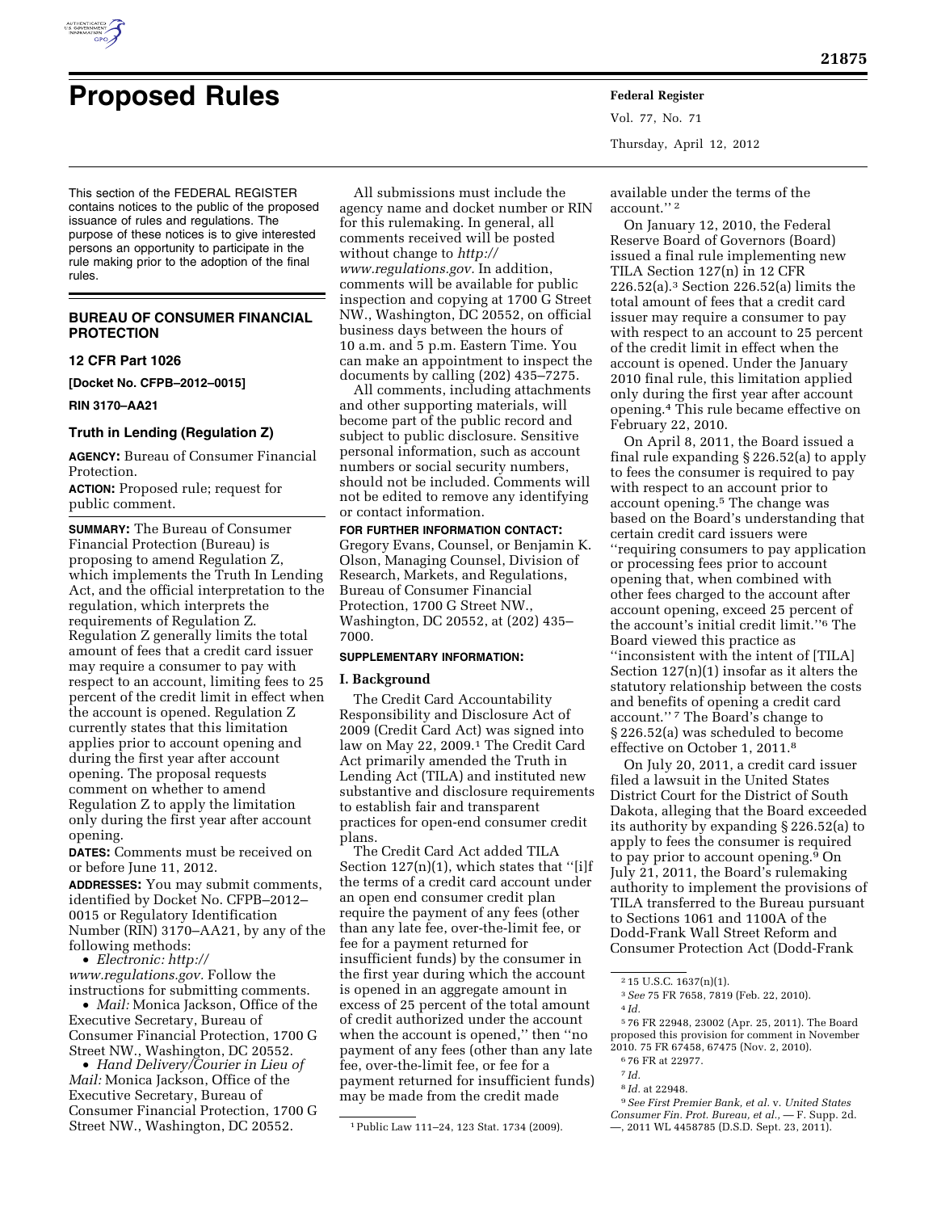# Proposed Rules

This section of the FEDERAL REGISTER contains notices to the public of the proposed issuance of rules and regulations. The purpose of these notices is to give interested persons an opportunity to participate in the rule making prior to the adoption of the final rules.

## BUREAU OF CONSUMER FINANCIAL PROTECTION

### 12 CFR Part 1026

**[Docket No. CFPB–2012–0015]**

**RIN 3170–AA21**

### Truth in Lending (Regulation Z)

**AGENCY:** Bureau of Consumer Financial Protection.

**ACTION:** Proposed rule; request for public comment.

**SUMMARY:** The Bureau of Consumer Financial Protection (Bureau) is proposing to amend Regulation Z, which implements the Truth In Lending Act, and the official interpretation to the regulation, which interprets the requirements of Regulation Z. Regulation Z generally limits the total amount of fees that a credit card issuer may require a consumer to pay with respect to an account, limiting fees to 25 percent of the credit limit in effect when the account is opened. Regulation Z currently states that this limitation applies prior to account opening and during the first year after account opening. The proposal requests comment on whether to amend Regulation Z to apply the limitation only during the first year after account opening.

**DATES:** Comments must be received on or before June 11, 2012.

**ADDRESSES:** You may submit comments, identified by Docket No. CFPB–2012–0015 or Regulatory Identification Number (RIN) 3170–AA21, by any of the following methods:

- *Electronic: http://www.regulations.gov.* Follow the instructions for submitting comments.
- *Mail:* Monica Jackson, Office of the Executive Secretary, Bureau of Consumer Financial Protection, 1700 G Street NW., Washington, DC 20552.
- *Hand Delivery/Courier in Lieu of Mail:* Monica Jackson, Office of the Executive Secretary, Bureau of Consumer Financial Protection, 1700 G Street NW., Washington, DC 20552.

All submissions must include the agency name and docket number or RIN for this rulemaking. In general, all comments received will be posted without change to *http://www.regulations.gov.* In addition, comments will be available for public inspection and copying at 1700 G Street NW., Washington, DC 20552, on official business days between the hours of 10 a.m. and 5 p.m. Eastern Time. You can make an appointment to inspect the documents by calling (202) 435–7275.

All comments, including attachments and other supporting materials, will become part of the public record and subject to public disclosure. Sensitive personal information, such as account numbers or social security numbers, should not be included. Comments will not be edited to remove any identifying or contact information.

**FOR FURTHER INFORMATION CONTACT:** Gregory Evans, Counsel, or Benjamin K. Olson, Managing Counsel, Division of Research, Markets, and Regulations, Bureau of Consumer Financial Protection, 1700 G Street NW., Washington, DC 20552, at (202) 435–7000.

**SUPPLEMENTARY INFORMATION:**

### I. Background

The Credit Card Accountability Responsibility and Disclosure Act of 2009 (Credit Card Act) was signed into law on May 22, 2009.[1] The Credit Card Act primarily amended the Truth in Lending Act (TILA) and instituted new substantive and disclosure requirements to establish fair and transparent practices for open-end consumer credit plans.

The Credit Card Act added TILA Section 127(n)(1), which states that ''[i]f the terms of a credit card account under an open end consumer credit plan require the payment of any fees (other than any late fee, over-the-limit fee, or fee for a payment returned for insufficient funds) by the consumer in the first year during which the account is opened in an aggregate amount in excess of 25 percent of the total amount of credit authorized under the account when the account is opened,'' then ''no payment of any fees (other than any late fee, over-the-limit fee, or fee for a payment returned for insufficient funds) may be made from the credit made available under the terms of the account.''[2]

On January 12, 2010, the Federal Reserve Board of Governors (Board) issued a final rule implementing new TILA Section 127(n) in 12 CFR 226.52(a).[3] Section 226.52(a) limits the total amount of fees that a credit card issuer may require a consumer to pay with respect to an account to 25 percent of the credit limit in effect when the account is opened. Under the January 2010 final rule, this limitation applied only during the first year after account opening.[4] This rule became effective on February 22, 2010.

On April 8, 2011, the Board issued a final rule expanding § 226.52(a) to apply to fees the consumer is required to pay with respect to an account prior to account opening.[5] The change was based on the Board's understanding that certain credit card issuers were ''requiring consumers to pay application or processing fees prior to account opening that, when combined with other fees charged to the account after account opening, exceed 25 percent of the account's initial credit limit.''[6] The Board viewed this practice as ''inconsistent with the intent of [TILA] Section 127(n)(1) insofar as it alters the statutory relationship between the costs and benefits of opening a credit card account.''[7] The Board's change to § 226.52(a) was scheduled to become effective on October 1, 2011.[8]

On July 20, 2011, a credit card issuer filed a lawsuit in the United States District Court for the District of South Dakota, alleging that the Board exceeded its authority by expanding § 226.52(a) to apply to fees the consumer is required to pay prior to account opening.[9] On July 21, 2011, the Board's rulemaking authority to implement the provisions of TILA transferred to the Bureau pursuant to Sections 1061 and 1100A of the Dodd-Frank Wall Street Reform and Consumer Protection Act (Dodd-Frank

---

[1] Public Law 111–24, 123 Stat. 1734 (2009).

[2] 15 U.S.C. 1637(n)(1).

[3] *See* 75 FR 7658, 7819 (Feb. 22, 2010).

[4] *Id.*

[5] 76 FR 22948, 23002 (Apr. 25, 2011). The Board proposed this provision for comment in November 2010. 75 FR 67458, 67475 (Nov. 2, 2010).

[6] 76 FR at 22977.

[7] *Id.*

[8] *Id.* at 22948.

[9] *See First Premier Bank, et al.* v. *United States Consumer Fin. Prot. Bureau, et al.*, — F. Supp. 2d. —, 2011 WL 4458785 (D.S.D. Sept. 23, 2011).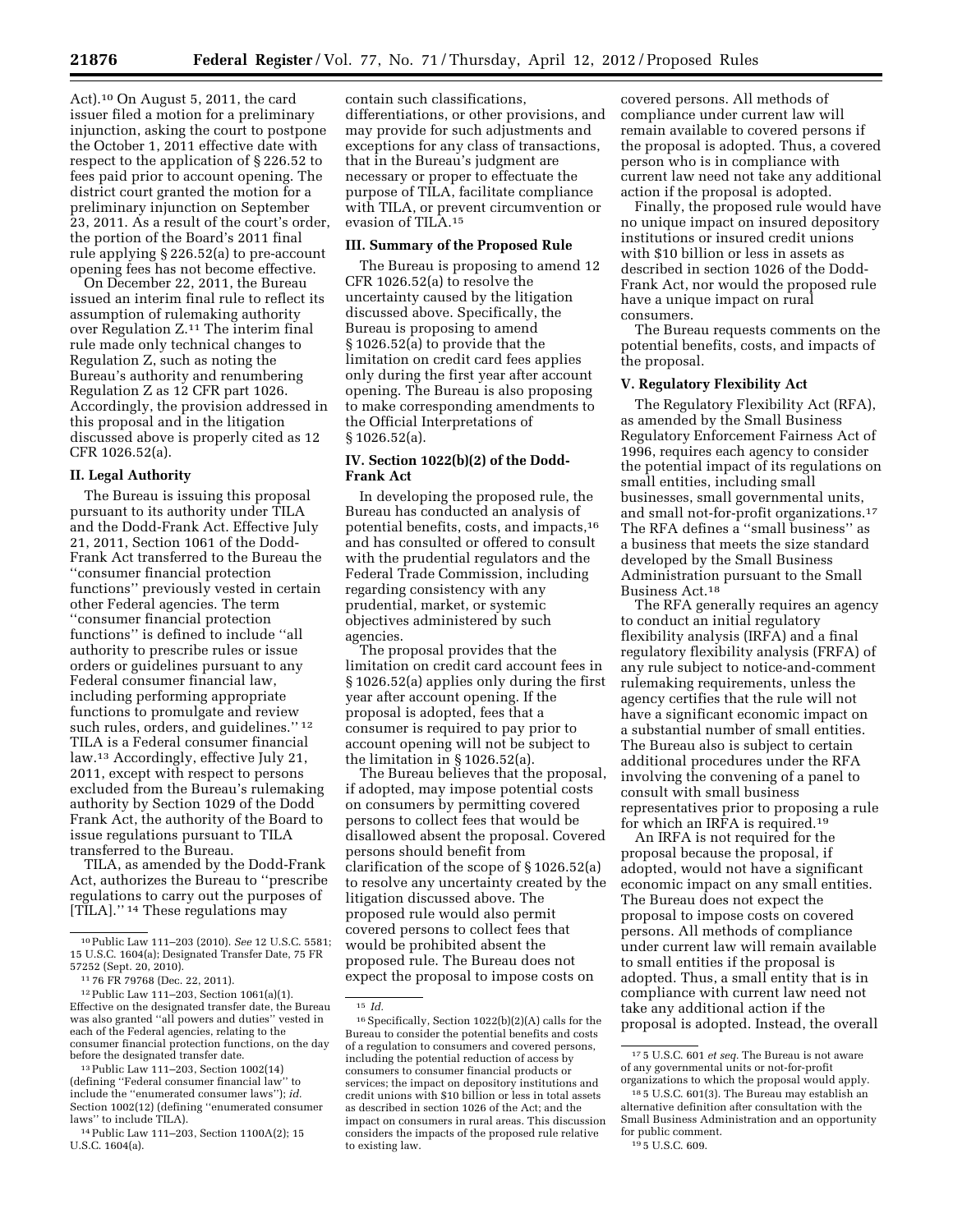Act).[10] On August 5, 2011, the card issuer filed a motion for a preliminary injunction, asking the court to postpone the October 1, 2011 effective date with respect to the application of § 226.52 to fees paid prior to account opening. The district court granted the motion for a preliminary injunction on September 23, 2011. As a result of the court's order, the portion of the Board's 2011 final rule applying § 226.52(a) to pre-account opening fees has not become effective.

On December 22, 2011, the Bureau issued an interim final rule to reflect its assumption of rulemaking authority over Regulation Z.[11] The interim final rule made only technical changes to Regulation Z, such as noting the Bureau's authority and renumbering Regulation Z as 12 CFR part 1026. Accordingly, the provision addressed in this proposal and in the litigation discussed above is properly cited as 12 CFR 1026.52(a).

## II. Legal Authority

The Bureau is issuing this proposal pursuant to its authority under TILA and the Dodd-Frank Act. Effective July 21, 2011, Section 1061 of the Dodd-Frank Act transferred to the Bureau the ''consumer financial protection functions'' previously vested in certain other Federal agencies. The term ''consumer financial protection functions'' is defined to include ''all authority to prescribe rules or issue orders or guidelines pursuant to any Federal consumer financial law, including performing appropriate functions to promulgate and review such rules, orders, and guidelines.'' [12] TILA is a Federal consumer financial law.[13] Accordingly, effective July 21, 2011, except with respect to persons excluded from the Bureau's rulemaking authority by Section 1029 of the Dodd Frank Act, the authority of the Board to issue regulations pursuant to TILA transferred to the Bureau.

TILA, as amended by the Dodd-Frank Act, authorizes the Bureau to ''prescribe regulations to carry out the purposes of [TILA].'' [14] These regulations may contain such classifications, differentiations, or other provisions, and may provide for such adjustments and exceptions for any class of transactions, that in the Bureau's judgment are necessary or proper to effectuate the purpose of TILA, facilitate compliance with TILA, or prevent circumvention or evasion of TILA.[15]

## III. Summary of the Proposed Rule

The Bureau is proposing to amend 12 CFR 1026.52(a) to resolve the uncertainty caused by the litigation discussed above. Specifically, the Bureau is proposing to amend § 1026.52(a) to provide that the limitation on credit card fees applies only during the first year after account opening. The Bureau is also proposing to make corresponding amendments to the Official Interpretations of § 1026.52(a).

## IV. Section 1022(b)(2) of the Dodd-Frank Act

In developing the proposed rule, the Bureau has conducted an analysis of potential benefits, costs, and impacts,[16] and has consulted or offered to consult with the prudential regulators and the Federal Trade Commission, including regarding consistency with any prudential, market, or systemic objectives administered by such agencies.

The proposal provides that the limitation on credit card account fees in § 1026.52(a) applies only during the first year after account opening. If the proposal is adopted, fees that a consumer is required to pay prior to account opening will not be subject to the limitation in § 1026.52(a).

The Bureau believes that the proposal, if adopted, may impose potential costs on consumers by permitting covered persons to collect fees that would be disallowed absent the proposal. Covered persons should benefit from clarification of the scope of § 1026.52(a) to resolve any uncertainty created by the litigation discussed above. The proposed rule would also permit covered persons to collect fees that would be prohibited absent the proposed rule. The Bureau does not expect the proposal to impose costs on covered persons. All methods of compliance under current law will remain available to covered persons if the proposal is adopted. Thus, a covered person who is in compliance with current law need not take any additional action if the proposal is adopted.

Finally, the proposed rule would have no unique impact on insured depository institutions or insured credit unions with $10 billion or less in assets as described in section 1026 of the Dodd-Frank Act, nor would the proposed rule have a unique impact on rural consumers.

The Bureau requests comments on the potential benefits, costs, and impacts of the proposal.

## V. Regulatory Flexibility Act

The Regulatory Flexibility Act (RFA), as amended by the Small Business Regulatory Enforcement Fairness Act of 1996, requires each agency to consider the potential impact of its regulations on small entities, including small businesses, small governmental units, and small not-for-profit organizations.[17] The RFA defines a ''small business'' as a business that meets the size standard developed by the Small Business Administration pursuant to the Small Business Act.[18]

The RFA generally requires an agency to conduct an initial regulatory flexibility analysis (IRFA) and a final regulatory flexibility analysis (FRFA) of any rule subject to notice-and-comment rulemaking requirements, unless the agency certifies that the rule will not have a significant economic impact on a substantial number of small entities. The Bureau also is subject to certain additional procedures under the RFA involving the convening of a panel to consult with small business representatives prior to proposing a rule for which an IRFA is required.[19]

An IRFA is not required for the proposal because the proposal, if adopted, would not have a significant economic impact on any small entities. The Bureau does not expect the proposal to impose costs on covered persons. All methods of compliance under current law will remain available to small entities if the proposal is adopted. Thus, a small entity that is in compliance with current law need not take any additional action if the proposal is adopted. Instead, the overall

---

[10] Public Law 111–203 (2010). *See* 12 U.S.C. 5581; 15 U.S.C. 1604(a); Designated Transfer Date, 75 FR 57252 (Sept. 20, 2010).

[11] 76 FR 79768 (Dec. 22, 2011).

[12] Public Law 111–203, Section 1061(a)(1). Effective on the designated transfer date, the Bureau was also granted ''all powers and duties'' vested in each of the Federal agencies, relating to the consumer financial protection functions, on the day before the designated transfer date.

[13] Public Law 111–203, Section 1002(14) (defining ''Federal consumer financial law'' to include the ''enumerated consumer laws''); *id.* Section 1002(12) (defining ''enumerated consumer laws'' to include TILA).

[14] Public Law 111–203, Section 1100A(2); 15 U.S.C. 1604(a).

[15] *Id.*

[16] Specifically, Section 1022(b)(2)(A) calls for the Bureau to consider the potential benefits and costs of a regulation to consumers and covered persons, including the potential reduction of access by consumers to consumer financial products or services; the impact on depository institutions and credit unions with $10 billion or less in total assets as described in section 1026 of the Act; and the impact on consumers in rural areas. This discussion considers the impacts of the proposed rule relative to existing law.

[17] 5 U.S.C. 601 *et seq.* The Bureau is not aware of any governmental units or not-for-profit organizations to which the proposal would apply.

[18] 5 U.S.C. 601(3). The Bureau may establish an alternative definition after consultation with the Small Business Administration and an opportunity for public comment.

[19] 5 U.S.C. 609.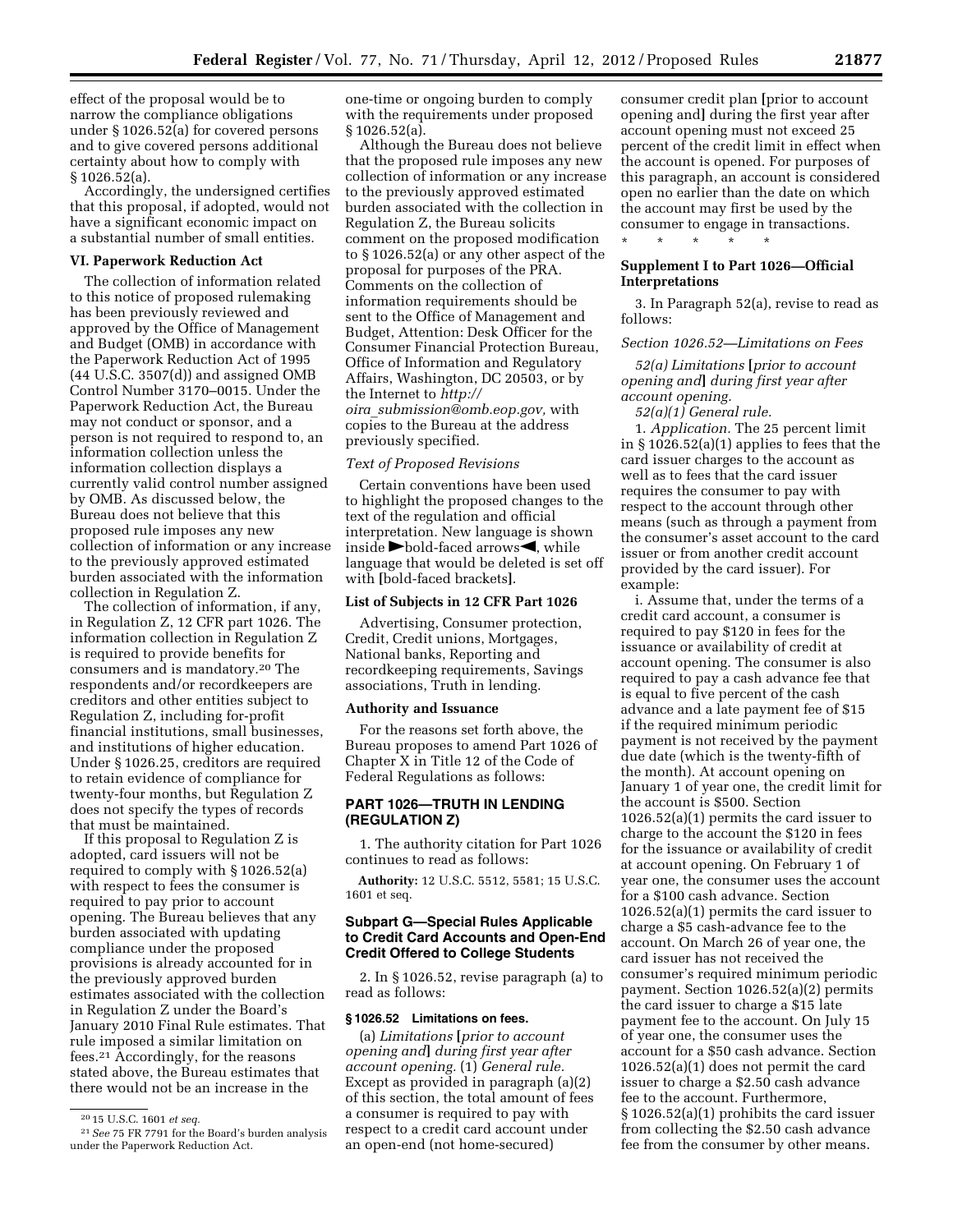effect of the proposal would be to narrow the compliance obligations under § 1026.52(a) for covered persons and to give covered persons additional certainty about how to comply with § 1026.52(a).

Accordingly, the undersigned certifies that this proposal, if adopted, would not have a significant economic impact on a substantial number of small entities.

## VI. Paperwork Reduction Act

The collection of information related to this notice of proposed rulemaking has been previously reviewed and approved by the Office of Management and Budget (OMB) in accordance with the Paperwork Reduction Act of 1995 (44 U.S.C. 3507(d)) and assigned OMB Control Number 3170–0015. Under the Paperwork Reduction Act, the Bureau may not conduct or sponsor, and a person is not required to respond to, an information collection unless the information collection displays a currently valid control number assigned by OMB. As discussed below, the Bureau does not believe that this proposed rule imposes any new collection of information or any increase to the previously approved estimated burden associated with the information collection in Regulation Z.

The collection of information, if any, in Regulation Z, 12 CFR part 1026. The information collection in Regulation Z is required to provide benefits for consumers and is mandatory.[20] The respondents and/or recordkeepers are creditors and other entities subject to Regulation Z, including for-profit financial institutions, small businesses, and institutions of higher education. Under § 1026.25, creditors are required to retain evidence of compliance for twenty-four months, but Regulation Z does not specify the types of records that must be maintained.

If this proposal to Regulation Z is adopted, card issuers will not be required to comply with § 1026.52(a) with respect to fees the consumer is required to pay prior to account opening. The Bureau believes that any burden associated with updating compliance under the proposed provisions is already accounted for in the previously approved burden estimates associated with the collection in Regulation Z under the Board's January 2010 Final Rule estimates. That rule imposed a similar limitation on fees.[21] Accordingly, for the reasons stated above, the Bureau estimates that there would not be an increase in the one-time or ongoing burden to comply with the requirements under proposed § 1026.52(a).

Although the Bureau does not believe that the proposed rule imposes any new collection of information or any increase to the previously approved estimated burden associated with the collection in Regulation Z, the Bureau solicits comment on the proposed modification to § 1026.52(a) or any other aspect of the proposal for purposes of the PRA. Comments on the collection of information requirements should be sent to the Office of Management and Budget, Attention: Desk Officer for the Consumer Financial Protection Bureau, Office of Information and Regulatory Affairs, Washington, DC 20503, or by the Internet to *http://oira_submission@omb.eop.gov,* with copies to the Bureau at the address previously specified.

*Text of Proposed Revisions*

Certain conventions have been used to highlight the proposed changes to the text of the regulation and official interpretation. New language is shown inside ►bold-faced arrows◄, while language that would be deleted is set off with **[**bold-faced brackets**]**.

### List of Subjects in 12 CFR Part 1026

Advertising, Consumer protection, Credit, Credit unions, Mortgages, National banks, Reporting and recordkeeping requirements, Savings associations, Truth in lending.

### Authority and Issuance

For the reasons set forth above, the Bureau proposes to amend Part 1026 of Chapter X in Title 12 of the Code of Federal Regulations as follows:

## PART 1026—TRUTH IN LENDING (REGULATION Z)

1. The authority citation for Part 1026 continues to read as follows:

**Authority:** 12 U.S.C. 5512, 5581; 15 U.S.C. 1601 et seq.

### Subpart G—Special Rules Applicable to Credit Card Accounts and Open-End Credit Offered to College Students

2. In § 1026.52, revise paragraph (a) to read as follows:

### § 1026.52 Limitations on fees.

(a) *Limitations* **[***prior to account opening and***]** *during first year after account opening.* (1) *General rule.* Except as provided in paragraph (a)(2) of this section, the total amount of fees a consumer is required to pay with respect to a credit card account under an open-end (not home-secured) consumer credit plan **[**prior to account opening and**]** during the first year after account opening must not exceed 25 percent of the credit limit in effect when the account is opened. For purposes of this paragraph, an account is considered open no earlier than the date on which the account may first be used by the consumer to engage in transactions.

\* \* \* \* \*

### Supplement I to Part 1026—Official Interpretations

3. In Paragraph 52(a), revise to read as follows:

*Section 1026.52—Limitations on Fees*

*52(a) Limitations* **[***prior to account opening and***]** *during first year after account opening.*

*52(a)(1) General rule.*

1. *Application.* The 25 percent limit in § 1026.52(a)(1) applies to fees that the card issuer charges to the account as well as to fees that the card issuer requires the consumer to pay with respect to the account through other means (such as through a payment from the consumer's asset account to the card issuer or from another credit account provided by the card issuer). For example:

i. Assume that, under the terms of a credit card account, a consumer is required to pay $120 in fees for the issuance or availability of credit at account opening. The consumer is also required to pay a cash advance fee that is equal to five percent of the cash advance and a late payment fee of $15 if the required minimum periodic payment is not received by the payment due date (which is the twenty-fifth of the month). At account opening on January 1 of year one, the credit limit for the account is $500. Section 1026.52(a)(1) permits the card issuer to charge to the account the $120 in fees for the issuance or availability of credit at account opening. On February 1 of year one, the consumer uses the account for a $100 cash advance. Section 1026.52(a)(1) permits the card issuer to charge a $5 cash-advance fee to the account. On March 26 of year one, the card issuer has not received the consumer's required minimum periodic payment. Section 1026.52(a)(2) permits the card issuer to charge a $15 late payment fee to the account. On July 15 of year one, the consumer uses the account for a $50 cash advance. Section 1026.52(a)(1) does not permit the card issuer to charge a $2.50 cash advance fee to the account. Furthermore, § 1026.52(a)(1) prohibits the card issuer from collecting the $2.50 cash advance fee from the consumer by other means.

[20] 15 U.S.C. 1601 *et seq.*

[21] *See* 75 FR 7791 for the Board's burden analysis under the Paperwork Reduction Act.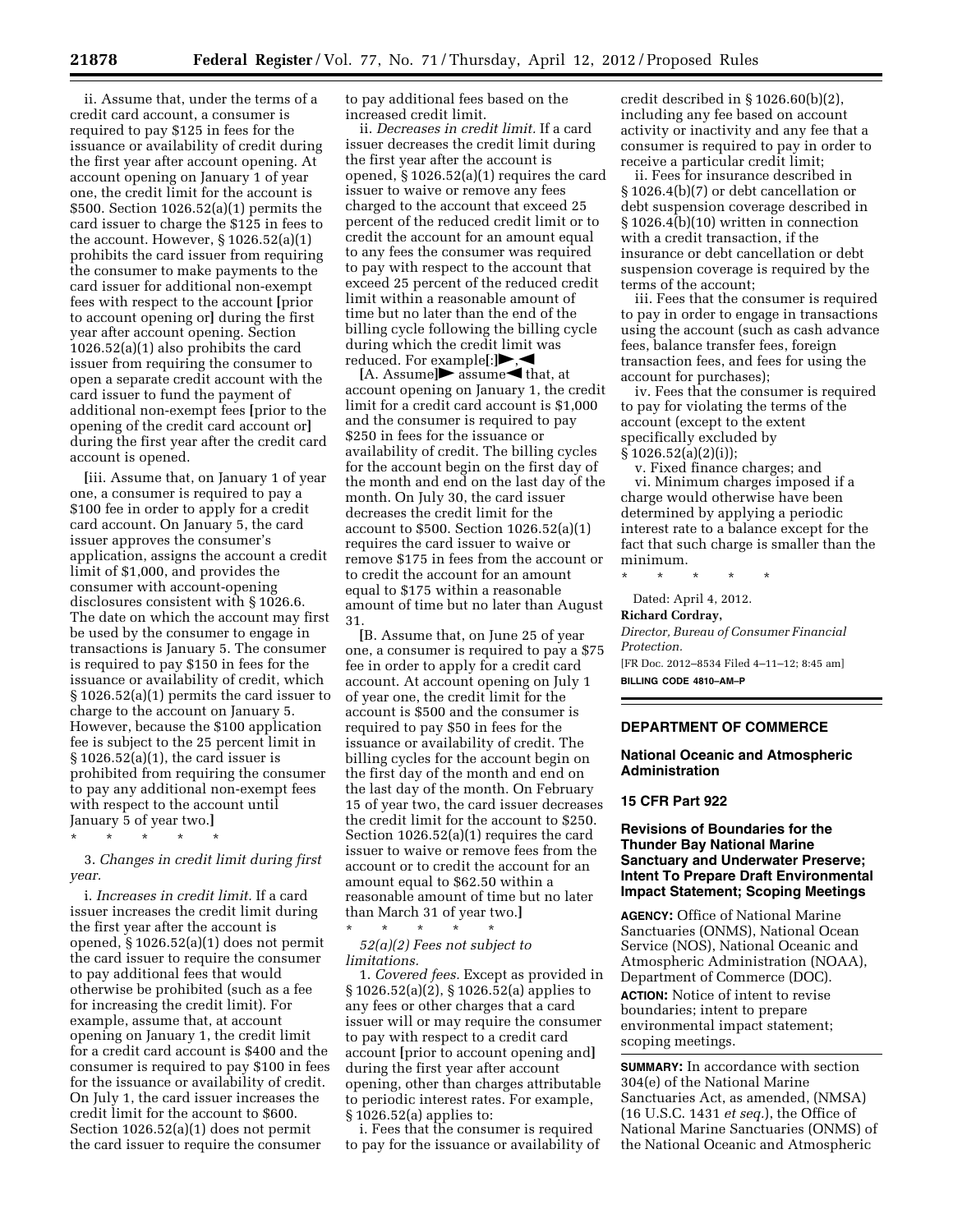ii. Assume that, under the terms of a credit card account, a consumer is required to pay $125 in fees for the issuance or availability of credit during the first year after account opening. At account opening on January 1 of year one, the credit limit for the account is $500. Section 1026.52(a)(1) permits the card issuer to charge the $125 in fees to the account. However, § 1026.52(a)(1) prohibits the card issuer from requiring the consumer to make payments to the card issuer for additional non-exempt fees with respect to the account [prior to account opening or] during the first year after account opening. Section 1026.52(a)(1) also prohibits the card issuer from requiring the consumer to open a separate credit account with the card issuer to fund the payment of additional non-exempt fees [prior to the opening of the credit card account or] during the first year after the credit card account is opened.

[iii. Assume that, on January 1 of year one, a consumer is required to pay a $100 fee in order to apply for a credit card account. On January 5, the card issuer approves the consumer's application, assigns the account a credit limit of $1,000, and provides the consumer with account-opening disclosures consistent with § 1026.6. The date on which the account may first be used by the consumer to engage in transactions is January 5. The consumer is required to pay $150 in fees for the issuance or availability of credit, which § 1026.52(a)(1) permits the card issuer to charge to the account on January 5. However, because the $100 application fee is subject to the 25 percent limit in § 1026.52(a)(1), the card issuer is prohibited from requiring the consumer to pay any additional non-exempt fees with respect to the account until January 5 of year two.]

\* \* \* \* \*

3. *Changes in credit limit during first year.*

i. *Increases in credit limit.* If a card issuer increases the credit limit during the first year after the account is opened, § 1026.52(a)(1) does not permit the card issuer to require the consumer to pay additional fees that would otherwise be prohibited (such as a fee for increasing the credit limit). For example, assume that, at account opening on January 1, the credit limit for a credit card account is $400 and the consumer is required to pay $100 in fees for the issuance or availability of credit. On July 1, the card issuer increases the credit limit for the account to $600. Section 1026.52(a)(1) does not permit the card issuer to require the consumer to pay additional fees based on the increased credit limit.

ii. *Decreases in credit limit.* If a card issuer decreases the credit limit during the first year after the account is opened, § 1026.52(a)(1) requires the card issuer to waive or remove any fees charged to the account that exceed 25 percent of the reduced credit limit or to credit the account for an amount equal to any fees the consumer was required to pay with respect to the account that exceed 25 percent of the reduced credit limit within a reasonable amount of time but no later than the end of the billing cycle following the billing cycle during which the credit limit was reduced. For example[:]▶,◀

[A. Assume]▶ assume◀ that, at account opening on January 1, the credit limit for a credit card account is $1,000 and the consumer is required to pay $250 in fees for the issuance or availability of credit. The billing cycles for the account begin on the first day of the month and end on the last day of the month. On July 30, the card issuer decreases the credit limit for the account to $500. Section 1026.52(a)(1) requires the card issuer to waive or remove $175 in fees from the account or to credit the account for an amount equal to $175 within a reasonable amount of time but no later than August 31.

[B. Assume that, on June 25 of year one, a consumer is required to pay a $75 fee in order to apply for a credit card account. At account opening on July 1 of year one, the credit limit for the account is $500 and the consumer is required to pay $50 in fees for the issuance or availability of credit. The billing cycles for the account begin on the first day of the month and end on the last day of the month. On February 15 of year two, the card issuer decreases the credit limit for the account to $250. Section 1026.52(a)(1) requires the card issuer to waive or remove fees from the account or to credit the account for an amount equal to $62.50 within a reasonable amount of time but no later than March 31 of year two.]

\* \* \* \* \*

*52(a)(2) Fees not subject to limitations.*

1. *Covered fees.* Except as provided in § 1026.52(a)(2), § 1026.52(a) applies to any fees or other charges that a card issuer will or may require the consumer to pay with respect to a credit card account [prior to account opening and] during the first year after account opening, other than charges attributable to periodic interest rates. For example, § 1026.52(a) applies to:

i. Fees that the consumer is required to pay for the issuance or availability of credit described in § 1026.60(b)(2), including any fee based on account activity or inactivity and any fee that a consumer is required to pay in order to receive a particular credit limit;

ii. Fees for insurance described in § 1026.4(b)(7) or debt cancellation or debt suspension coverage described in § 1026.4(b)(10) written in connection with a credit transaction, if the insurance or debt cancellation or debt suspension coverage is required by the terms of the account;

iii. Fees that the consumer is required to pay in order to engage in transactions using the account (such as cash advance fees, balance transfer fees, foreign transaction fees, and fees for using the account for purchases);

iv. Fees that the consumer is required to pay for violating the terms of the account (except to the extent specifically excluded by § 1026.52(a)(2)(i));

v. Fixed finance charges; and

vi. Minimum charges imposed if a charge would otherwise have been determined by applying a periodic interest rate to a balance except for the fact that such charge is smaller than the minimum.

\* \* \* \* \*

Dated: April 4, 2012.

**Richard Cordray,**

*Director, Bureau of Consumer Financial Protection.*

[FR Doc. 2012–8534 Filed 4–11–12; 8:45 am]

**BILLING CODE 4810–AM–P**

---

## DEPARTMENT OF COMMERCE

### National Oceanic and Atmospheric Administration

### 15 CFR Part 922

### Revisions of Boundaries for the Thunder Bay National Marine Sanctuary and Underwater Preserve; Intent To Prepare Draft Environmental Impact Statement; Scoping Meetings

**AGENCY:** Office of National Marine Sanctuaries (ONMS), National Ocean Service (NOS), National Oceanic and Atmospheric Administration (NOAA), Department of Commerce (DOC).

**ACTION:** Notice of intent to revise boundaries; intent to prepare environmental impact statement; scoping meetings.

**SUMMARY:** In accordance with section 304(e) of the National Marine Sanctuaries Act, as amended, (NMSA) (16 U.S.C. 1431 *et seq.*), the Office of National Marine Sanctuaries (ONMS) of the National Oceanic and Atmospheric